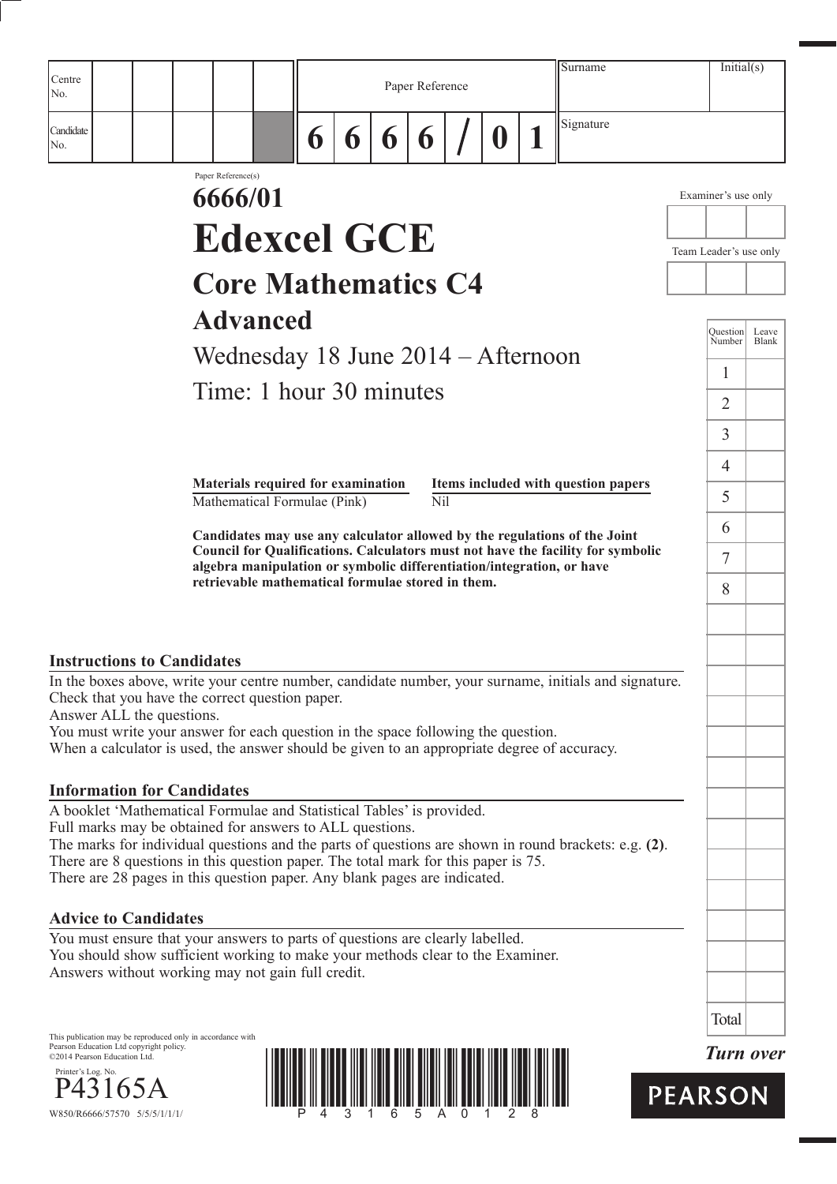| Centre No. | | | | | | Paper Reference | | | | | | | Surname | Initial(s) |
|---|---|---|---|---|---|---|---|---|---|---|---|---|---|---|
| Candidate No. | | | | | | 6 | 6 | 6 | 6 | / | 0 | 1 | Signature | |

Paper Reference(s)

# 6666/01

# Edexcel GCE

## Core Mathematics C4

## Advanced

Wednesday 18 June 2014 – Afternoon

Time: 1 hour 30 minutes

Examiner's use only

Team Leader's use only

| Question Number | Leave Blank |
|---|---|
| 1 | |
| 2 | |
| 3 | |
| 4 | |
| 5 | |
| 6 | |
| 7 | |
| 8 | |
| Total | |

| **Materials required for examination** | **Items included with question papers** |
|---|---|
| Mathematical Formulae (Pink) | Nil |

**Candidates may use any calculator allowed by the regulations of the Joint Council for Qualifications. Calculators must not have the facility for symbolic algebra manipulation or symbolic differentiation/integration, or have retrievable mathematical formulae stored in them.**

### Instructions to Candidates

In the boxes above, write your centre number, candidate number, your surname, initials and signature.
Check that you have the correct question paper.
Answer ALL the questions.
You must write your answer for each question in the space following the question.
When a calculator is used, the answer should be given to an appropriate degree of accuracy.

### Information for Candidates

A booklet 'Mathematical Formulae and Statistical Tables' is provided.
Full marks may be obtained for answers to ALL questions.
The marks for individual questions and the parts of questions are shown in round brackets: e.g. **(2)**.
There are 8 questions in this question paper. The total mark for this paper is 75.
There are 28 pages in this question paper. Any blank pages are indicated.

### Advice to Candidates

You must ensure that your answers to parts of questions are clearly labelled.
You should show sufficient working to make your methods clear to the Examiner.
Answers without working may not gain full credit.

This publication may be reproduced only in accordance with Pearson Education Ltd copyright policy.
©2014 Pearson Education Ltd.

Printer's Log. No.
P43165A

W850/R6666/57570 5/5/5/1/1/1/

*Turn over*

PEARSON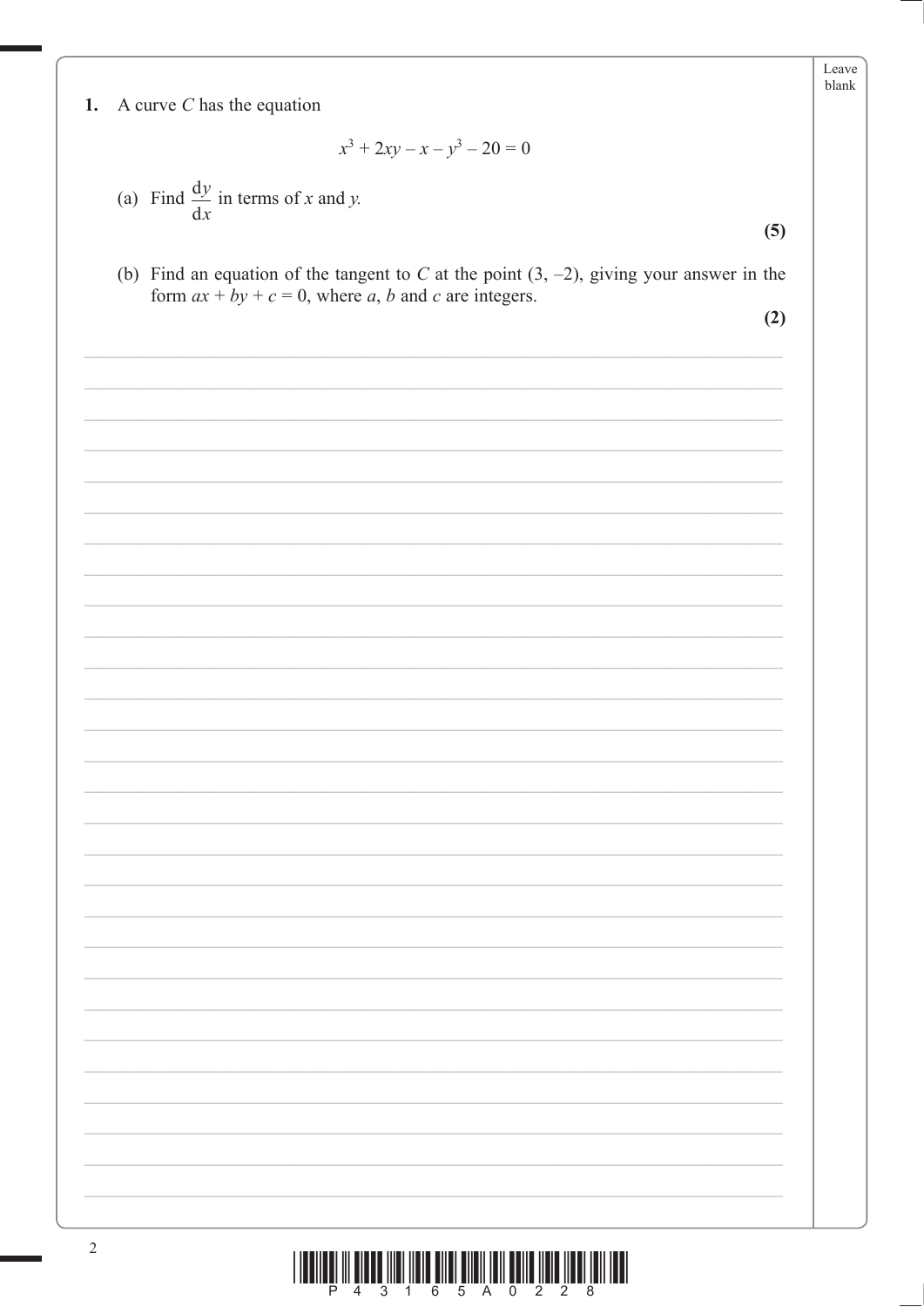1. A curve $C$ has the equation

$$x^3 + 2xy - x - y^3 - 20 = 0$$

(a) Find $\frac{dy}{dx}$ in terms of $x$ and $y$.

**(5)**

(b) Find an equation of the tangent to $C$ at the point $(3, -2)$, giving your answer in the form $ax + by + c = 0$, where $a$, $b$ and $c$ are integers.

**(2)**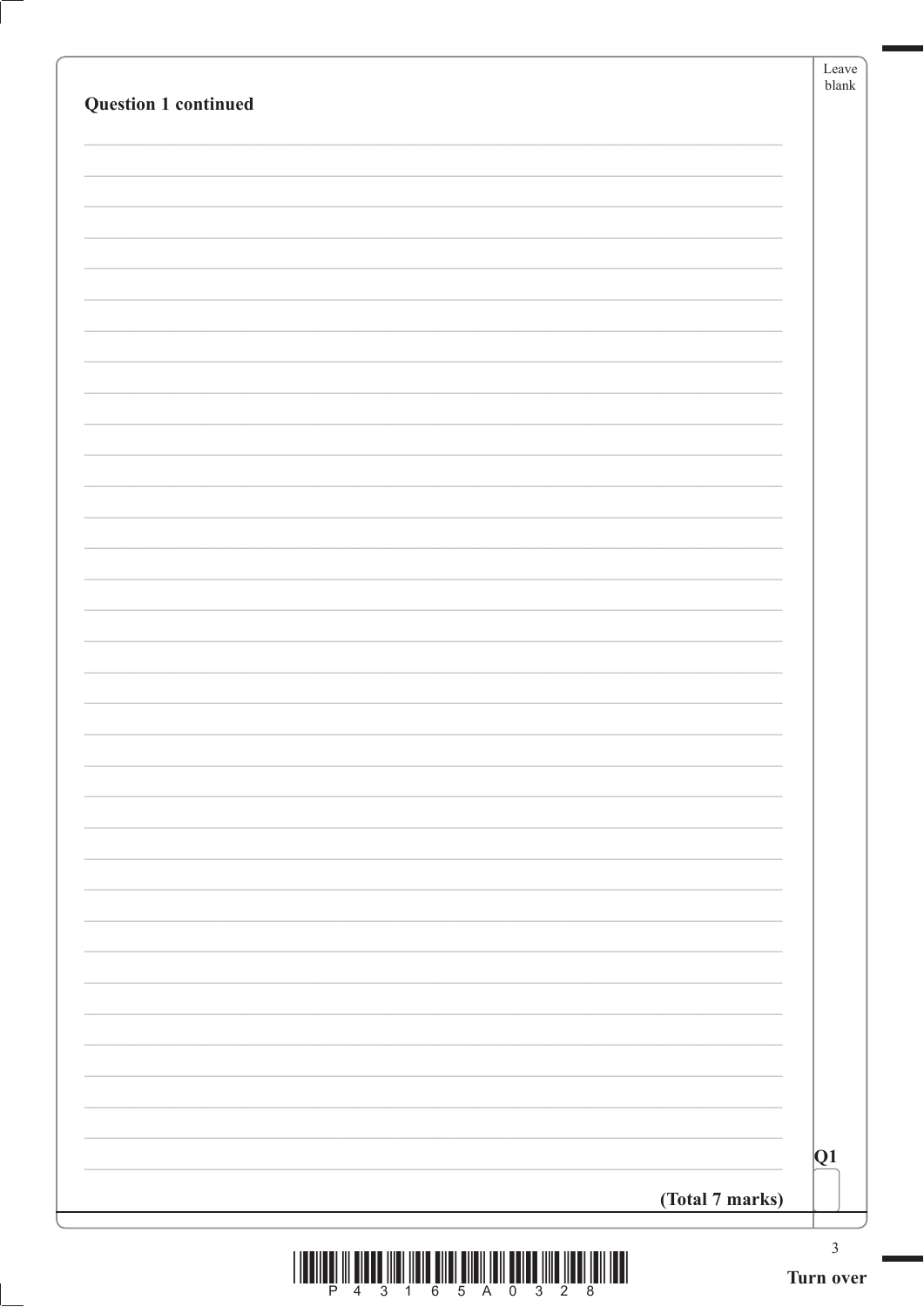**Question 1 continued**

Q1

**(Total 7 marks)**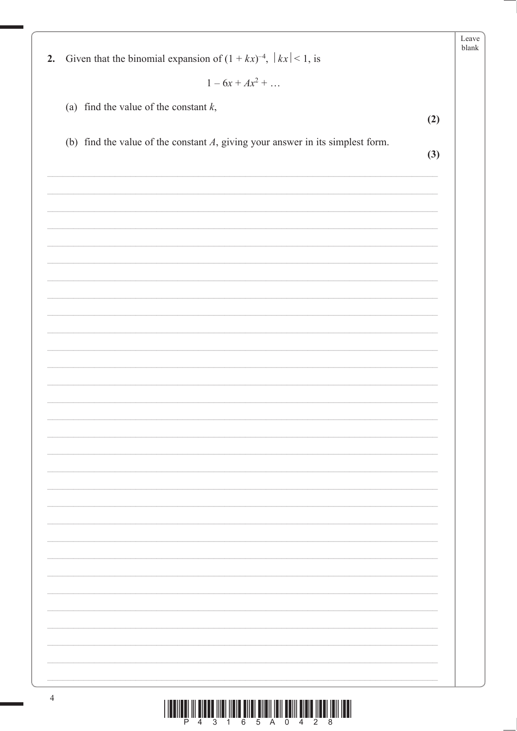**2.** Given that the binomial expansion of $(1 + kx)^{-4}$, $|kx| < 1$, is

$$1 - 6x + Ax^2 + \dots$$

(a) find the value of the constant $k$,

**(2)**

(b) find the value of the constant $A$, giving your answer in its simplest form.

**(3)**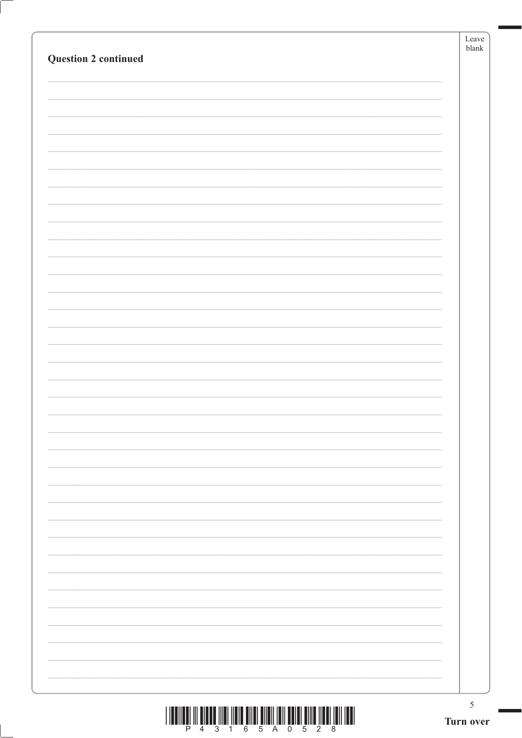**Question 2 continued**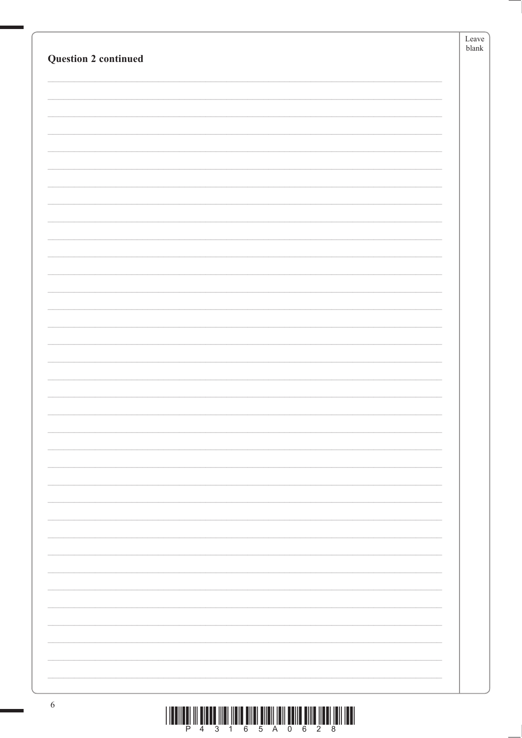**Question 2 continued**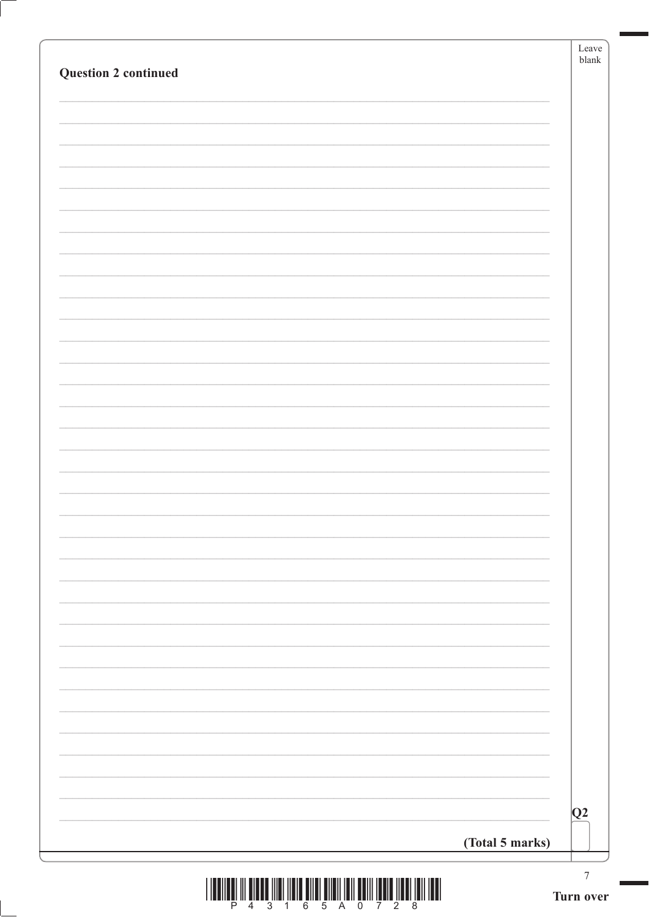**Question 2 continued**

**(Total 5 marks)**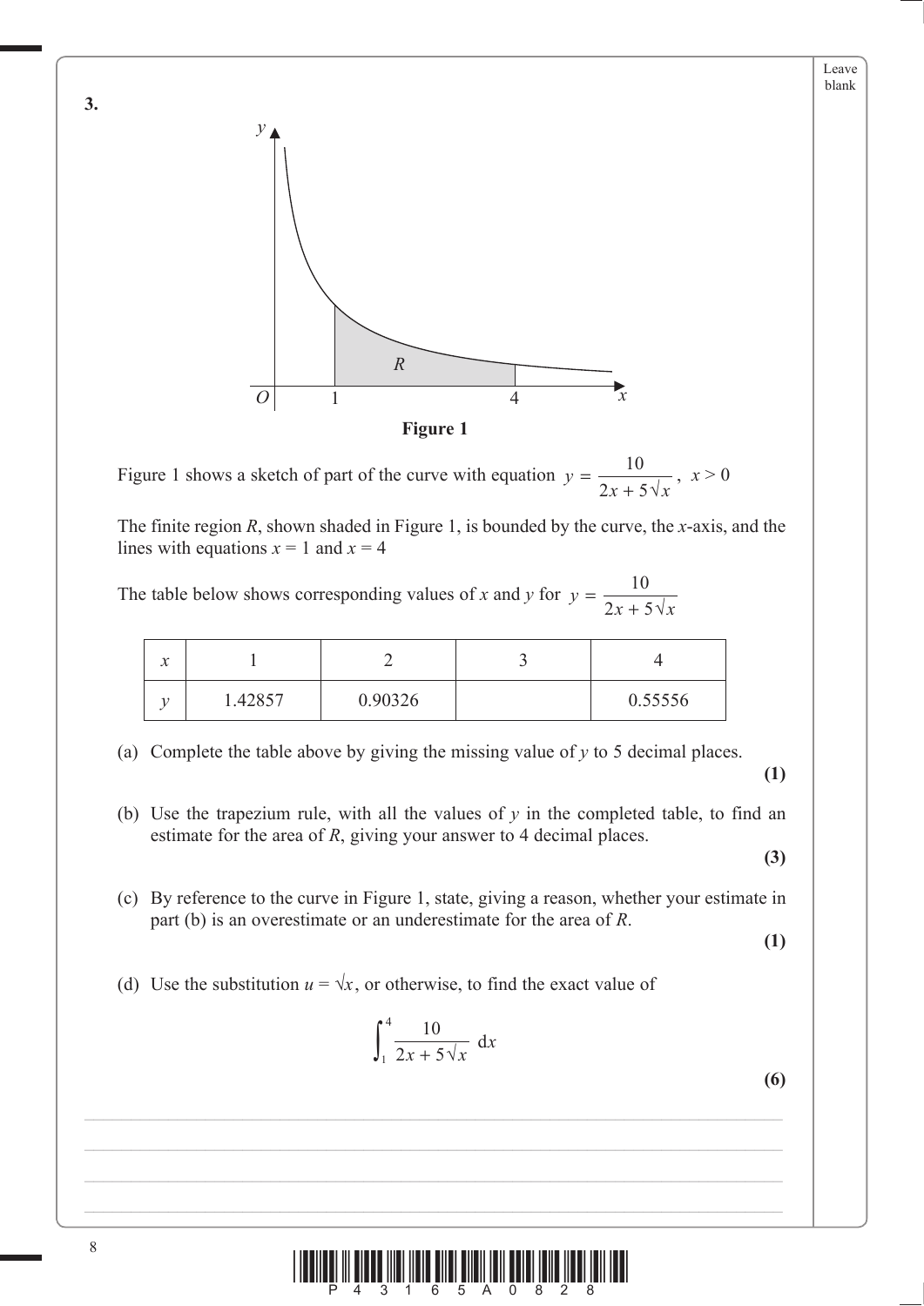**3.**

y
O
1
4
x
R

**Figure 1**

Figure 1 shows a sketch of part of the curve with equation $y = \dfrac{10}{2x + 5\sqrt{x}}$, $x > 0$

The finite region $R$, shown shaded in Figure 1, is bounded by the curve, the $x$-axis, and the lines with equations $x = 1$ and $x = 4$

The table below shows corresponding values of $x$ and $y$ for $y = \dfrac{10}{2x + 5\sqrt{x}}$

| $x$ | 1 | 2 | 3 | 4 |
|---|---|---|---|---|
| $y$ | 1.42857 | 0.90326 | | 0.55556 |

(a) Complete the table above by giving the missing value of $y$ to 5 decimal places.
**(1)**

(b) Use the trapezium rule, with all the values of $y$ in the completed table, to find an estimate for the area of $R$, giving your answer to 4 decimal places.
**(3)**

(c) By reference to the curve in Figure 1, state, giving a reason, whether your estimate in part (b) is an overestimate or an underestimate for the area of $R$.
**(1)**

(d) Use the substitution $u = \sqrt{x}$, or otherwise, to find the exact value of

$$\int_1^4 \frac{10}{2x + 5\sqrt{x}}\, dx$$

**(6)**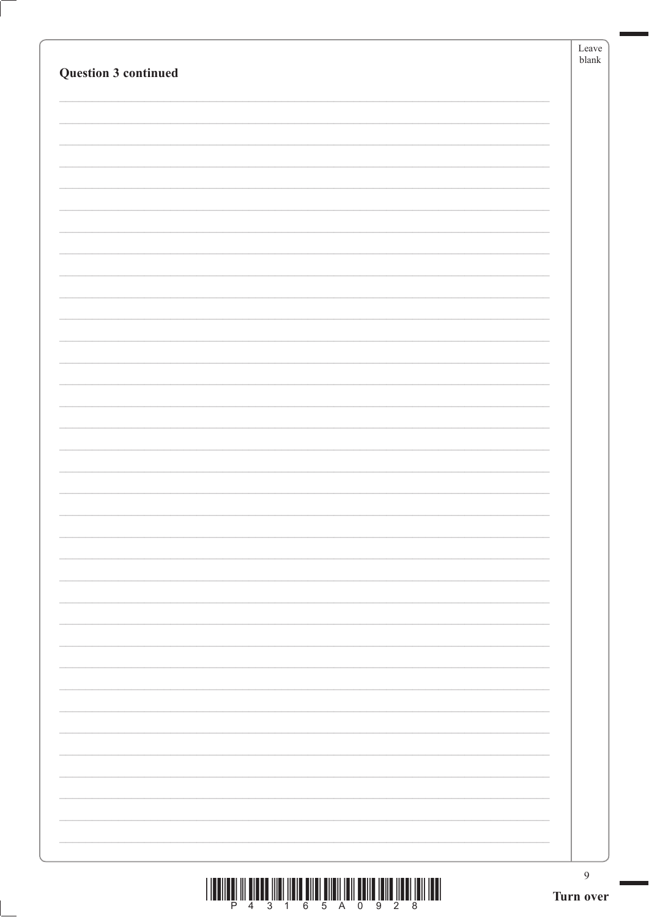**Question 3 continued**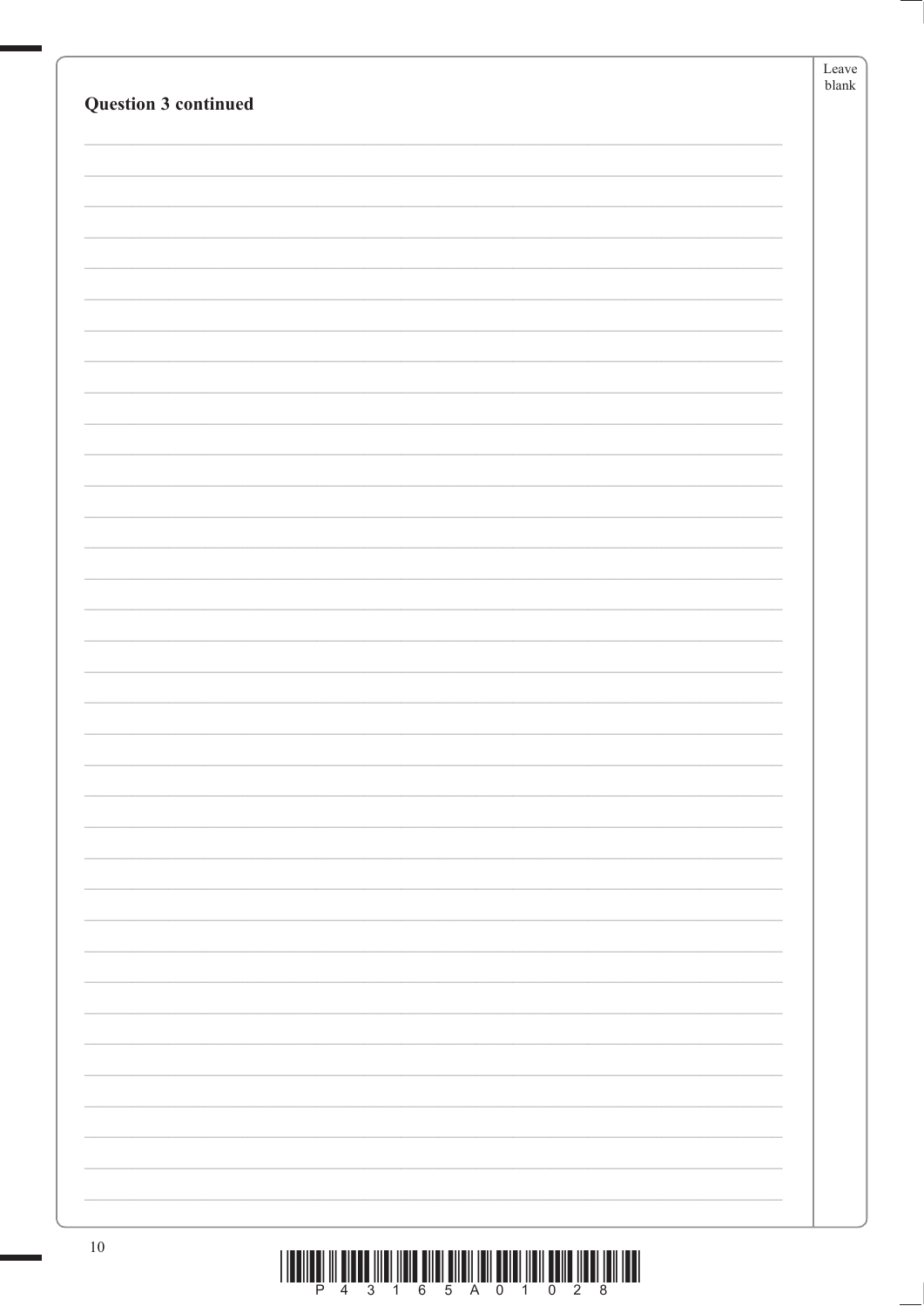**Question 3 continued**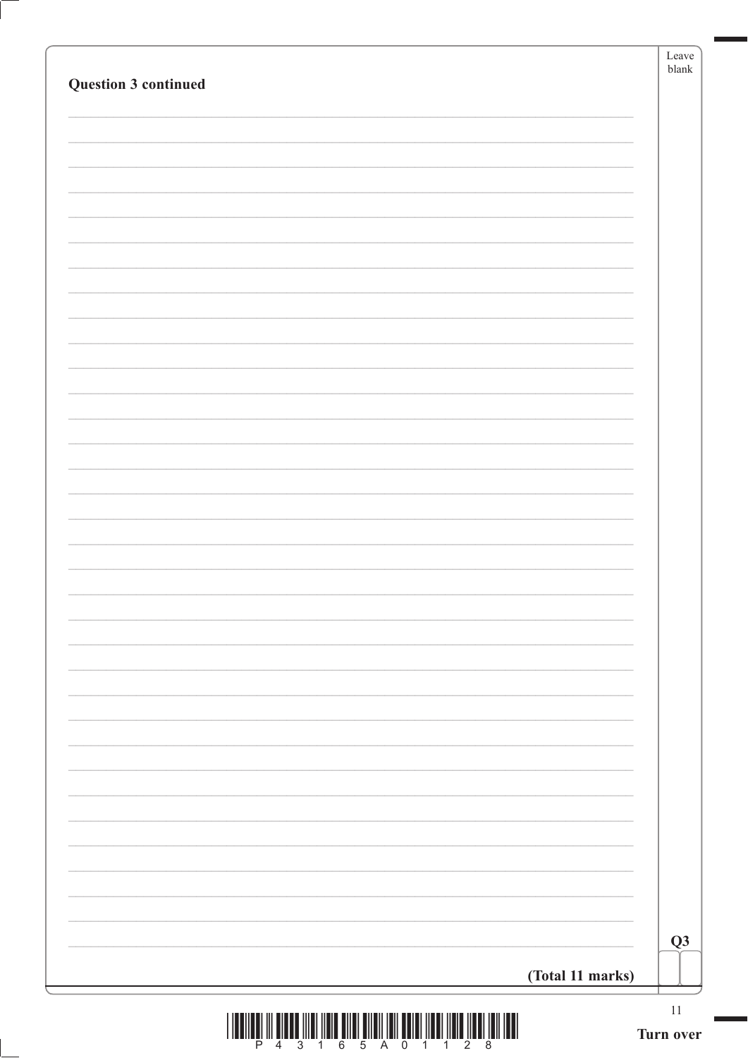**Question 3 continued**

Q3

**(Total 11 marks)**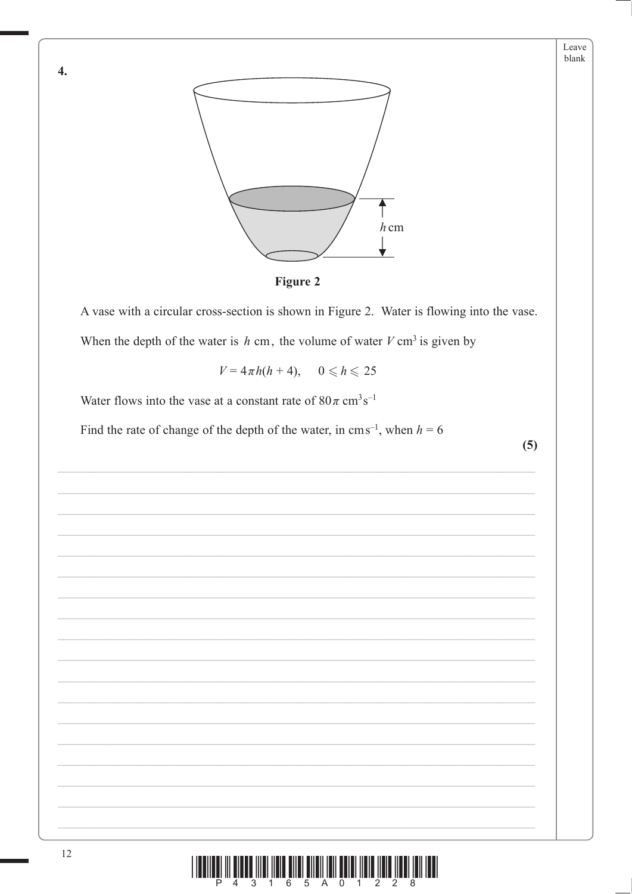**4.**

$h$ cm

**Figure 2**

A vase with a circular cross-section is shown in Figure 2. Water is flowing into the vase.

When the depth of the water is $h$ cm, the volume of water $V$ cm$^3$ is given by

$$V = 4\pi h(h + 4), \quad 0 \leqslant h \leqslant 25$$

Water flows into the vase at a constant rate of $80\pi$ cm$^3$s$^{-1}$

Find the rate of change of the depth of the water, in cm s$^{-1}$, when $h = 6$

**(5)**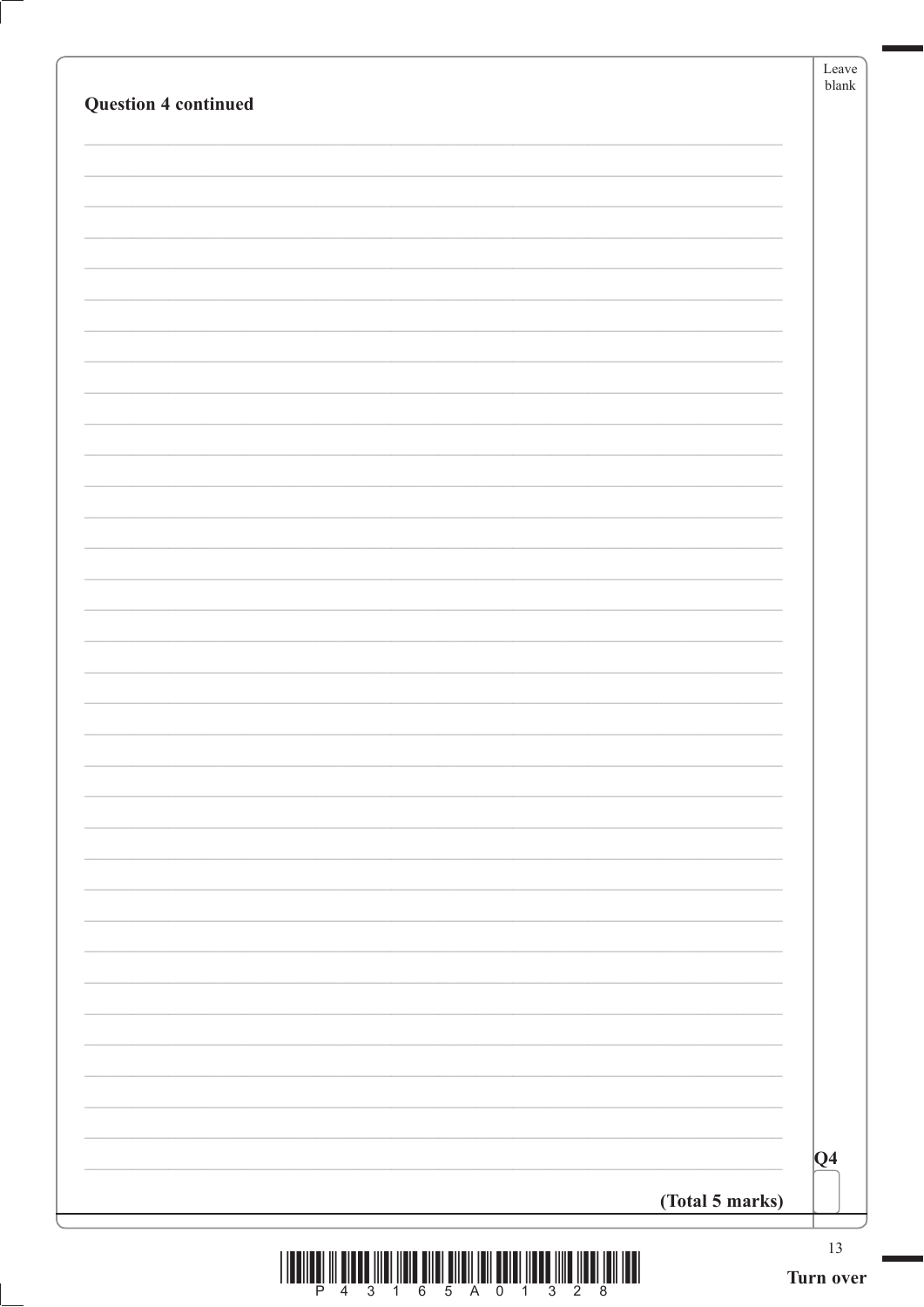**Question 4 continued**

Q4

**(Total 5 marks)**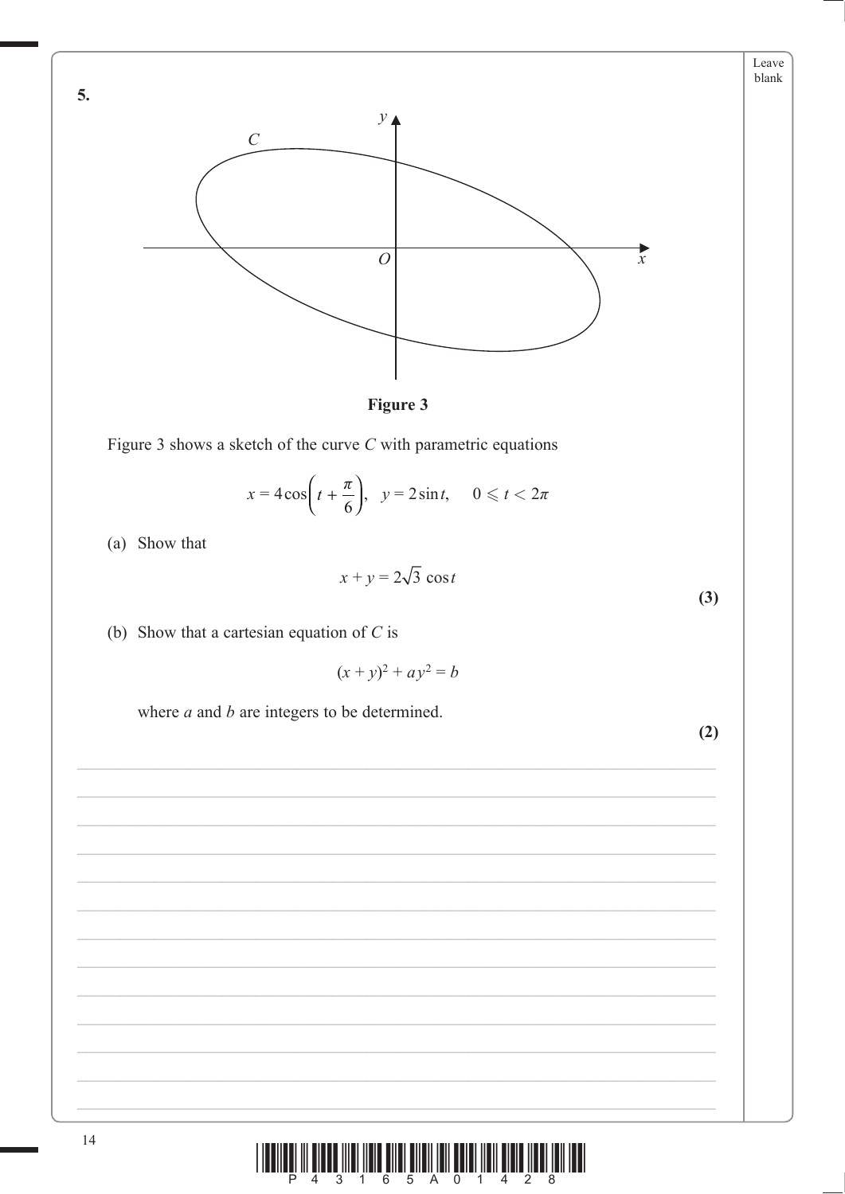**5.**

C

y

O

x

**Figure 3**

Figure 3 shows a sketch of the curve $C$ with parametric equations

$$x = 4\cos\left(t + \frac{\pi}{6}\right), \quad y = 2\sin t, \quad 0 \leqslant t < 2\pi$$

(a) Show that

$$x + y = 2\sqrt{3}\cos t$$

**(3)**

(b) Show that a cartesian equation of $C$ is

$$(x + y)^2 + ay^2 = b$$

where $a$ and $b$ are integers to be determined.

**(2)**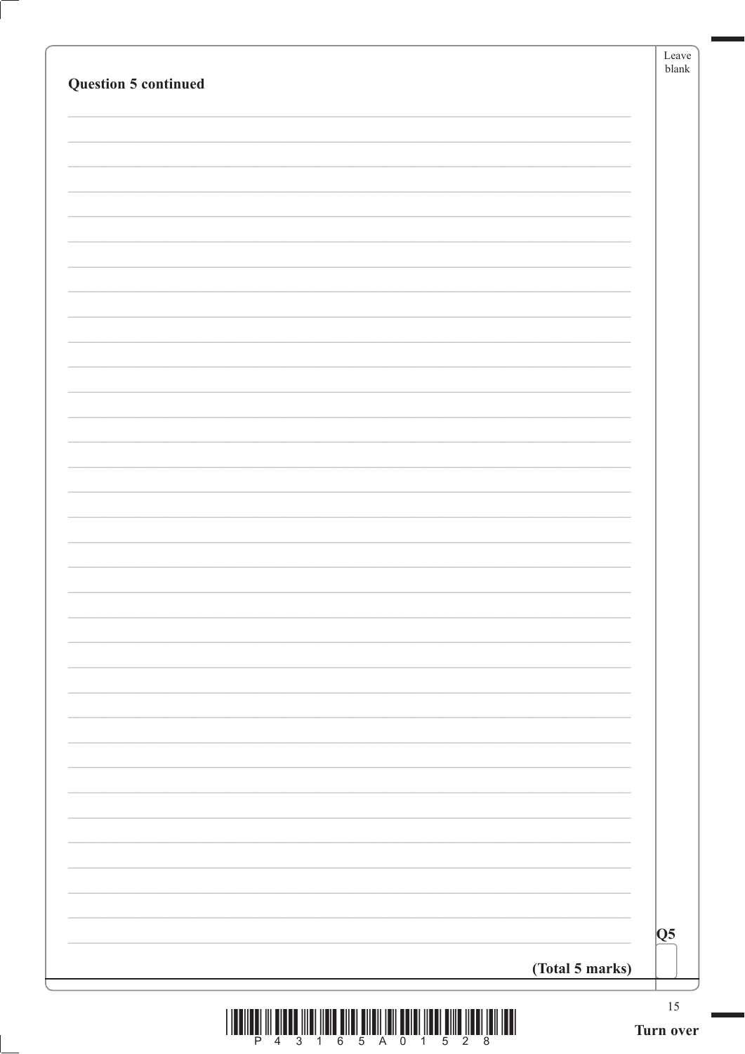**Question 5 continued**

Leave blank

Q5

**(Total 5 marks)**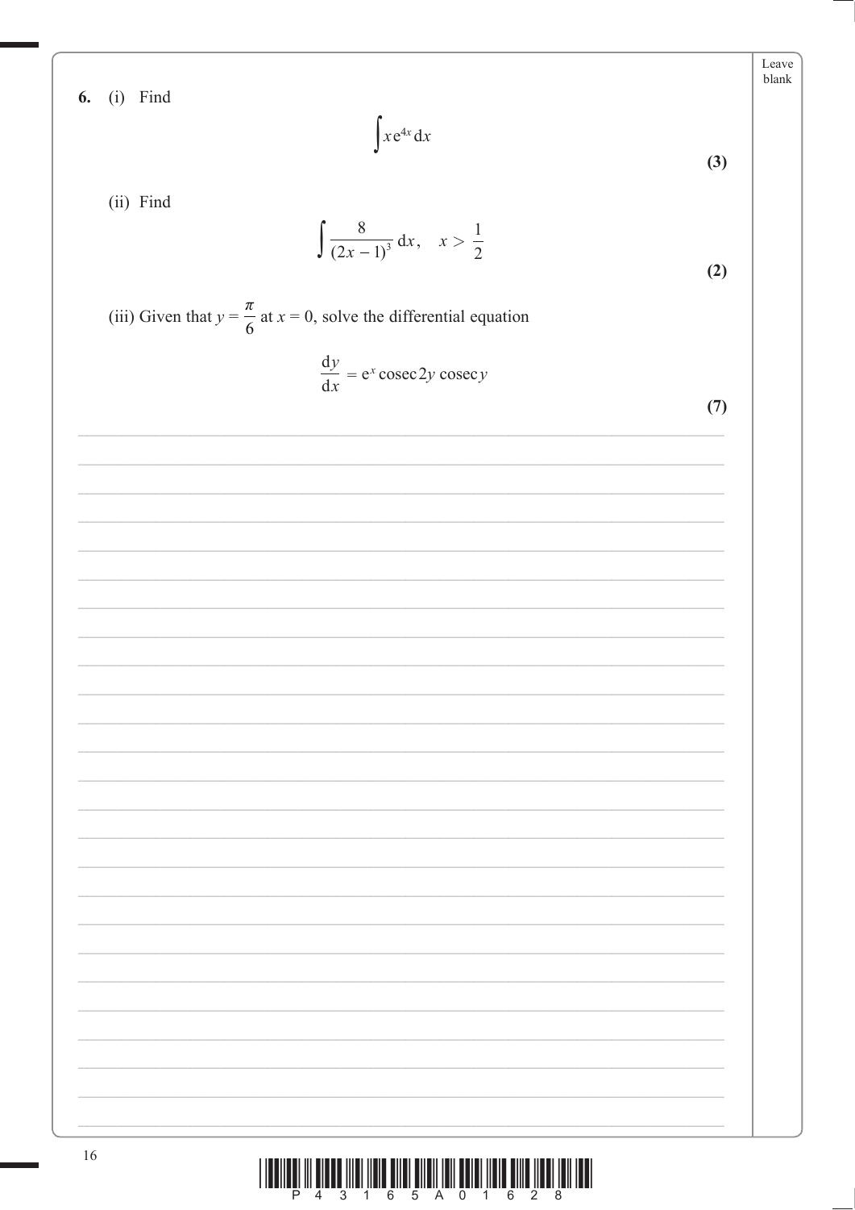**6.** (i) Find

$$\int x e^{4x} \, dx$$

**(3)**

(ii) Find

$$\int \frac{8}{(2x-1)^3} \, dx, \quad x > \frac{1}{2}$$

**(2)**

(iii) Given that $y = \frac{\pi}{6}$ at $x = 0$, solve the differential equation

$$\frac{dy}{dx} = e^x \operatorname{cosec} 2y \operatorname{cosec} y$$

**(7)**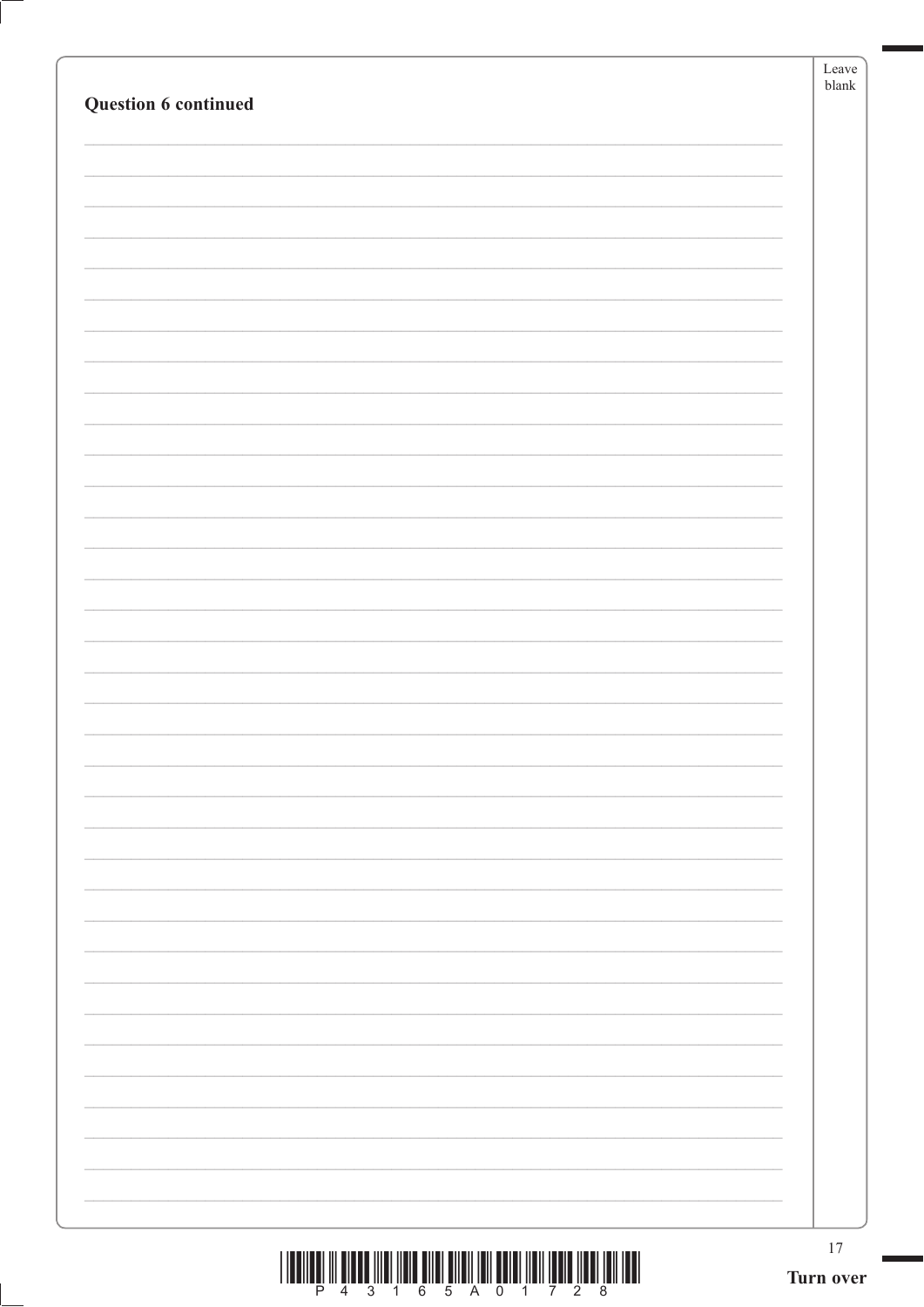**Question 6 continued**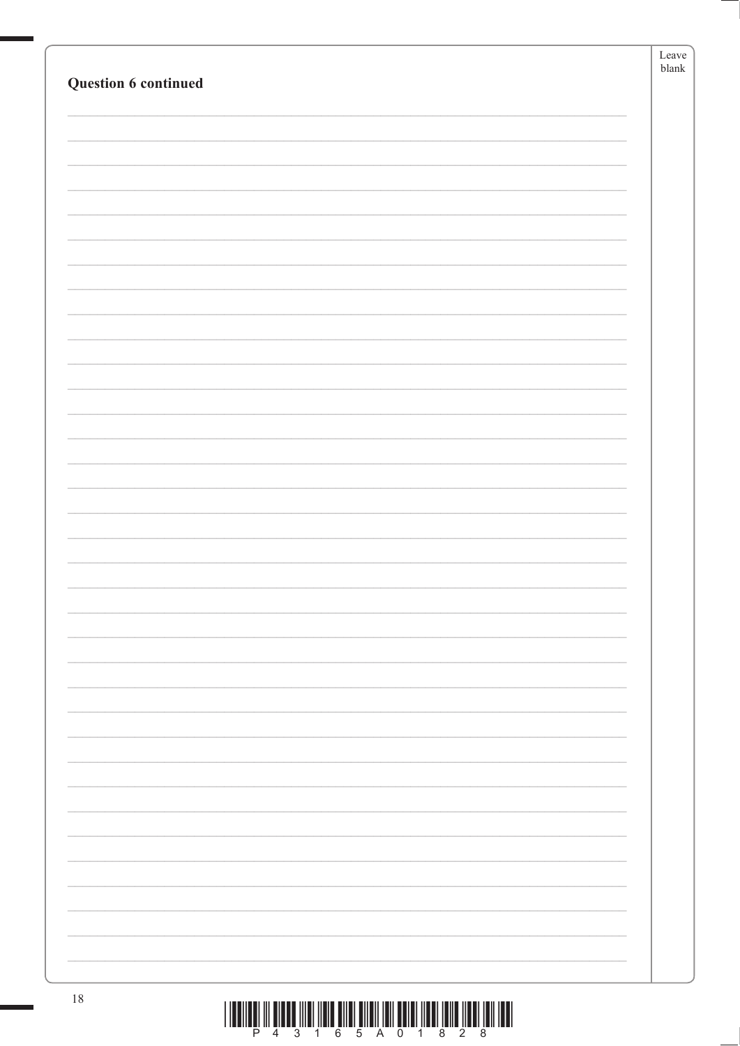**Question 6 continued**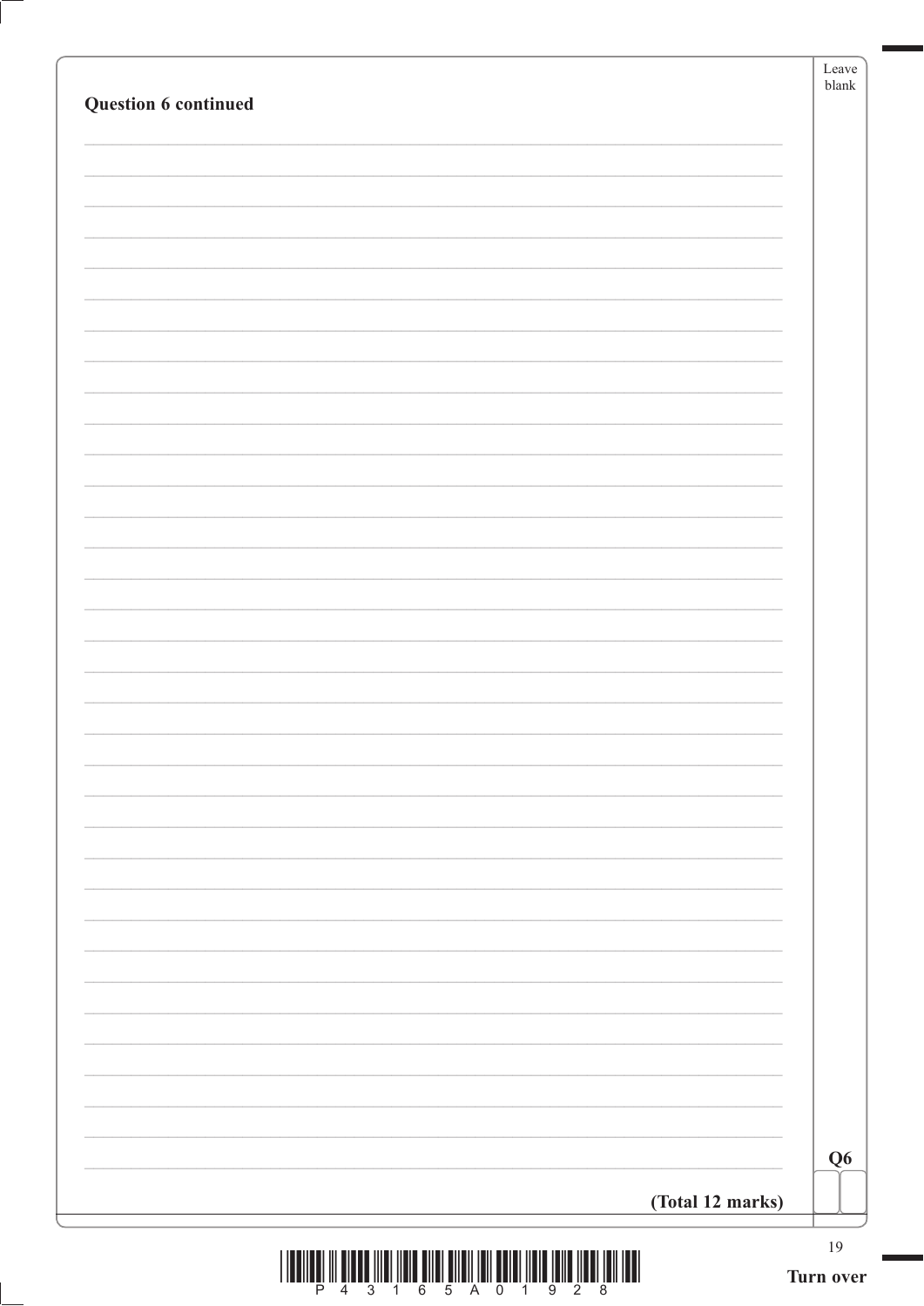**Question 6 continued**

**(Total 12 marks)**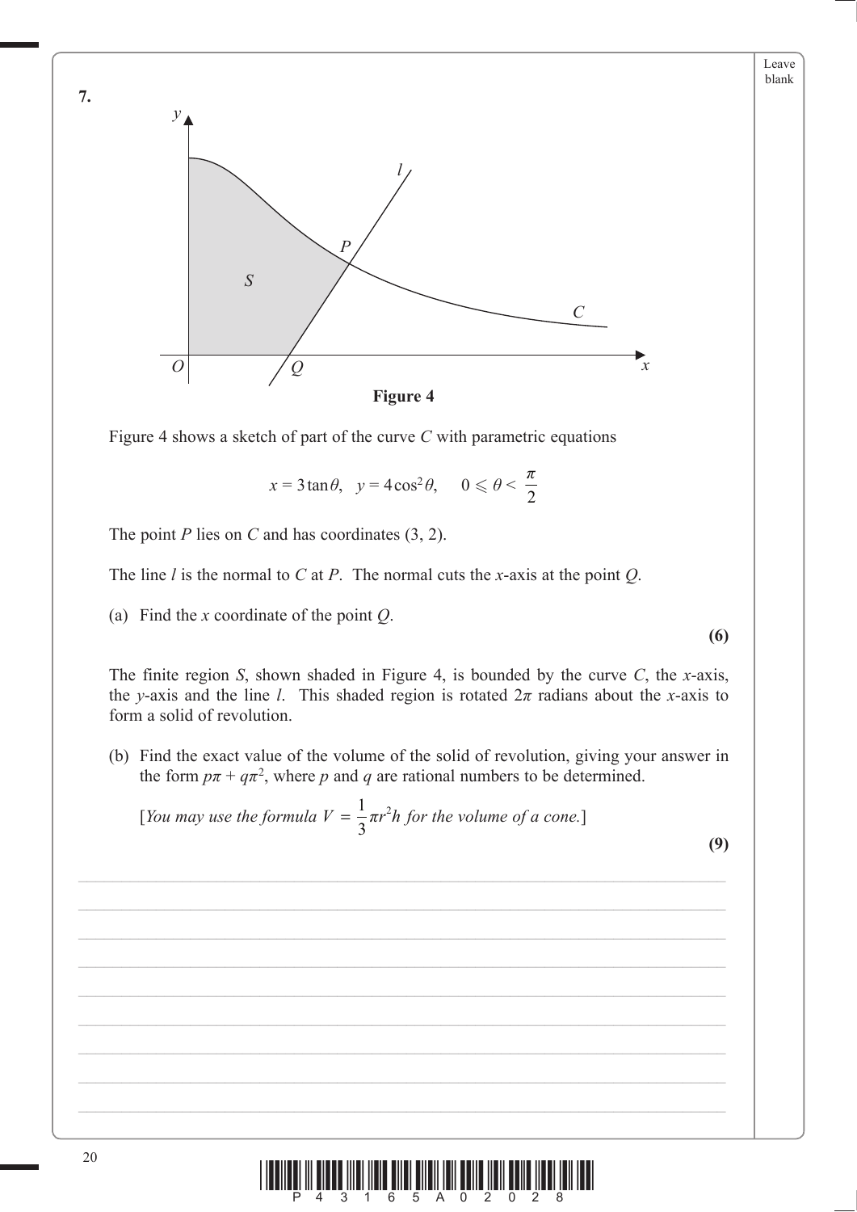**7.**

y
l
P
S
C
O
Q
x

**Figure 4**

Figure 4 shows a sketch of part of the curve $C$ with parametric equations

$$x = 3\tan\theta, \quad y = 4\cos^2\theta, \quad 0 \leqslant \theta < \frac{\pi}{2}$$

The point $P$ lies on $C$ and has coordinates $(3, 2)$.

The line $l$ is the normal to $C$ at $P$. The normal cuts the $x$-axis at the point $Q$.

(a) Find the $x$ coordinate of the point $Q$.

**(6)**

The finite region $S$, shown shaded in Figure 4, is bounded by the curve $C$, the $x$-axis, the $y$-axis and the line $l$. This shaded region is rotated $2\pi$ radians about the $x$-axis to form a solid of revolution.

(b) Find the exact value of the volume of the solid of revolution, giving your answer in the form $p\pi + q\pi^2$, where $p$ and $q$ are rational numbers to be determined.

[*You may use the formula* $V = \dfrac{1}{3}\pi r^2 h$ *for the volume of a cone.*]

**(9)**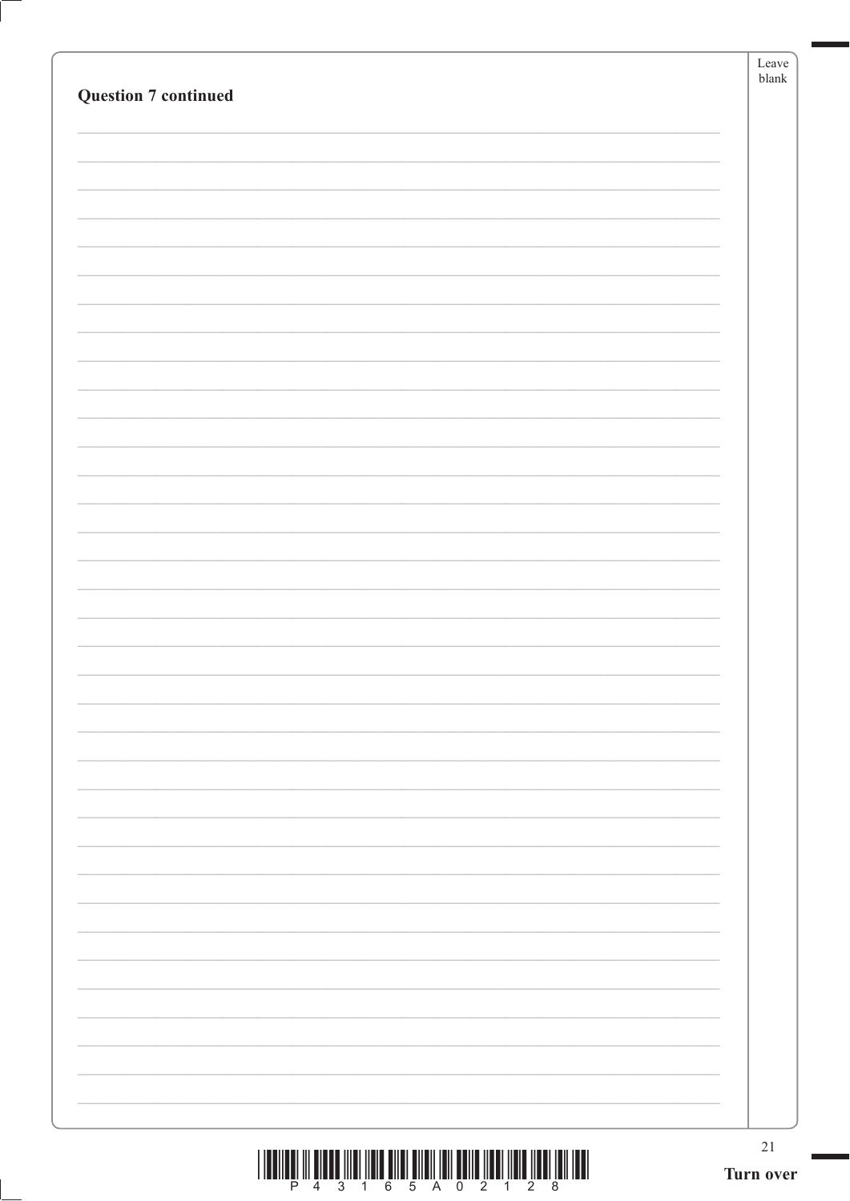**Question 7 continued**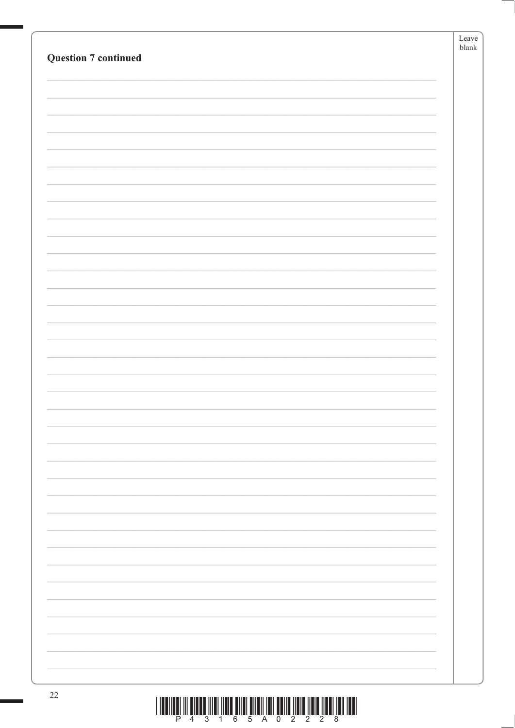**Question 7 continued**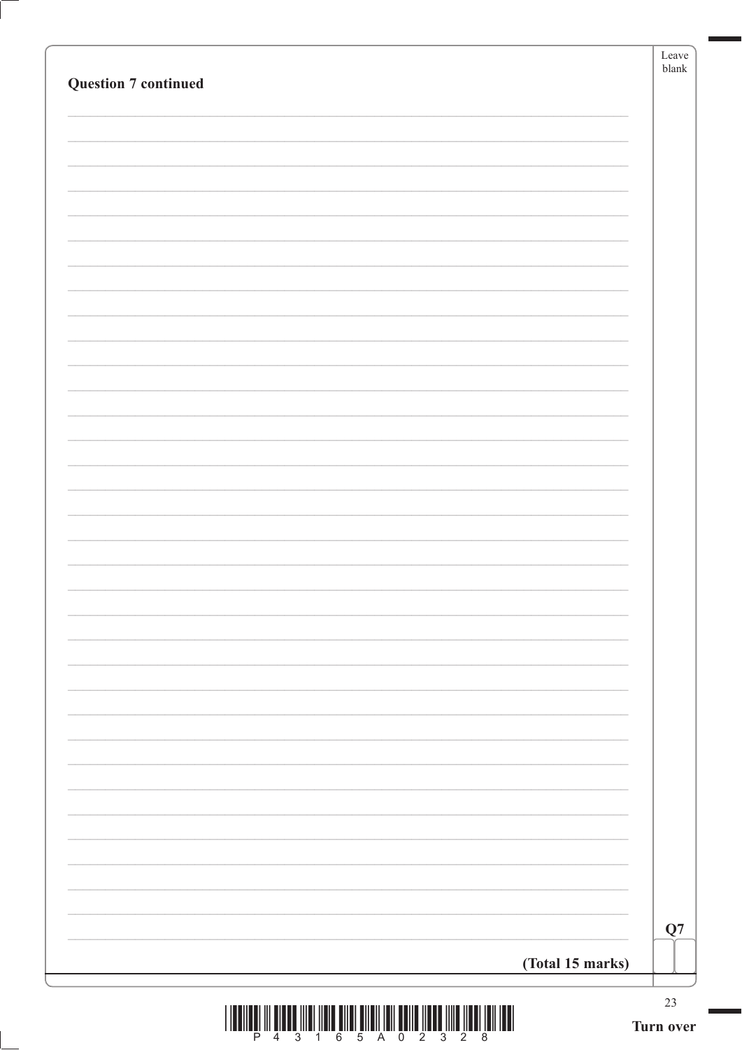**Question 7 continued**

**Q7**

**(Total 15 marks)**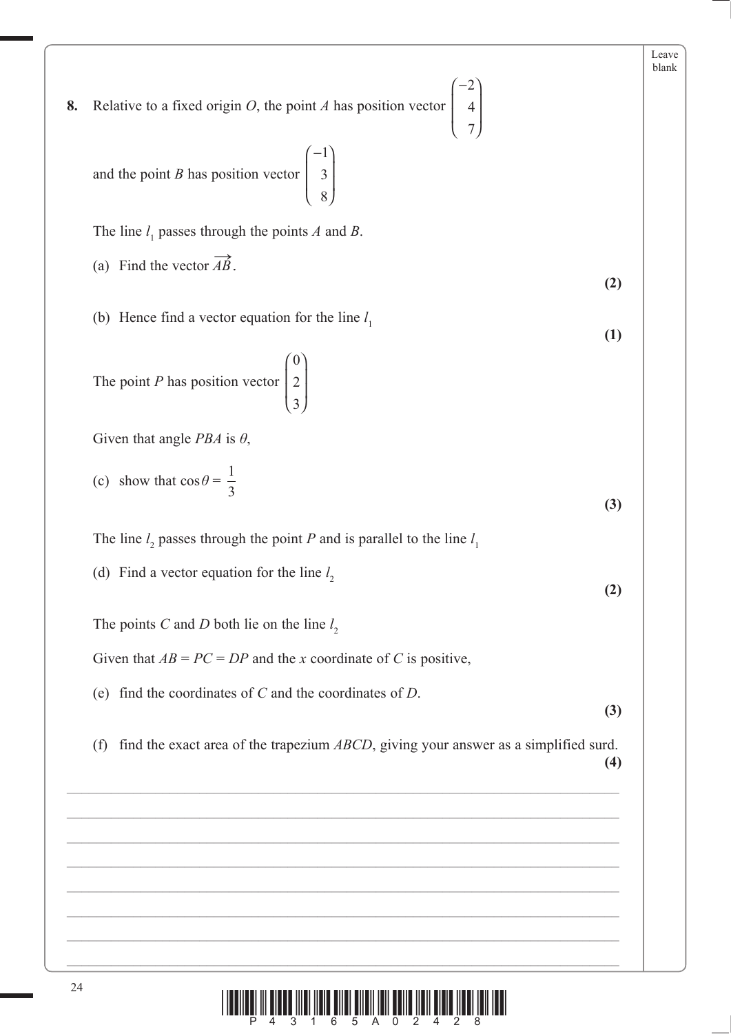**8.** Relative to a fixed origin $O$, the point $A$ has position vector $\begin{pmatrix} -2 \\ 4 \\ 7 \end{pmatrix}$

and the point $B$ has position vector $\begin{pmatrix} -1 \\ 3 \\ 8 \end{pmatrix}$

The line $l_1$ passes through the points $A$ and $B$.

(a) Find the vector $\overrightarrow{AB}$.

**(2)**

(b) Hence find a vector equation for the line $l_1$

**(1)**

The point $P$ has position vector $\begin{pmatrix} 0 \\ 2 \\ 3 \end{pmatrix}$

Given that angle $PBA$ is $\theta$,

(c) show that $\cos\theta = \dfrac{1}{3}$

**(3)**

The line $l_2$ passes through the point $P$ and is parallel to the line $l_1$

(d) Find a vector equation for the line $l_2$

**(2)**

The points $C$ and $D$ both lie on the line $l_2$

Given that $AB = PC = DP$ and the $x$ coordinate of $C$ is positive,

(e) find the coordinates of $C$ and the coordinates of $D$.

**(3)**

(f) find the exact area of the trapezium $ABCD$, giving your answer as a simplified surd.

**(4)**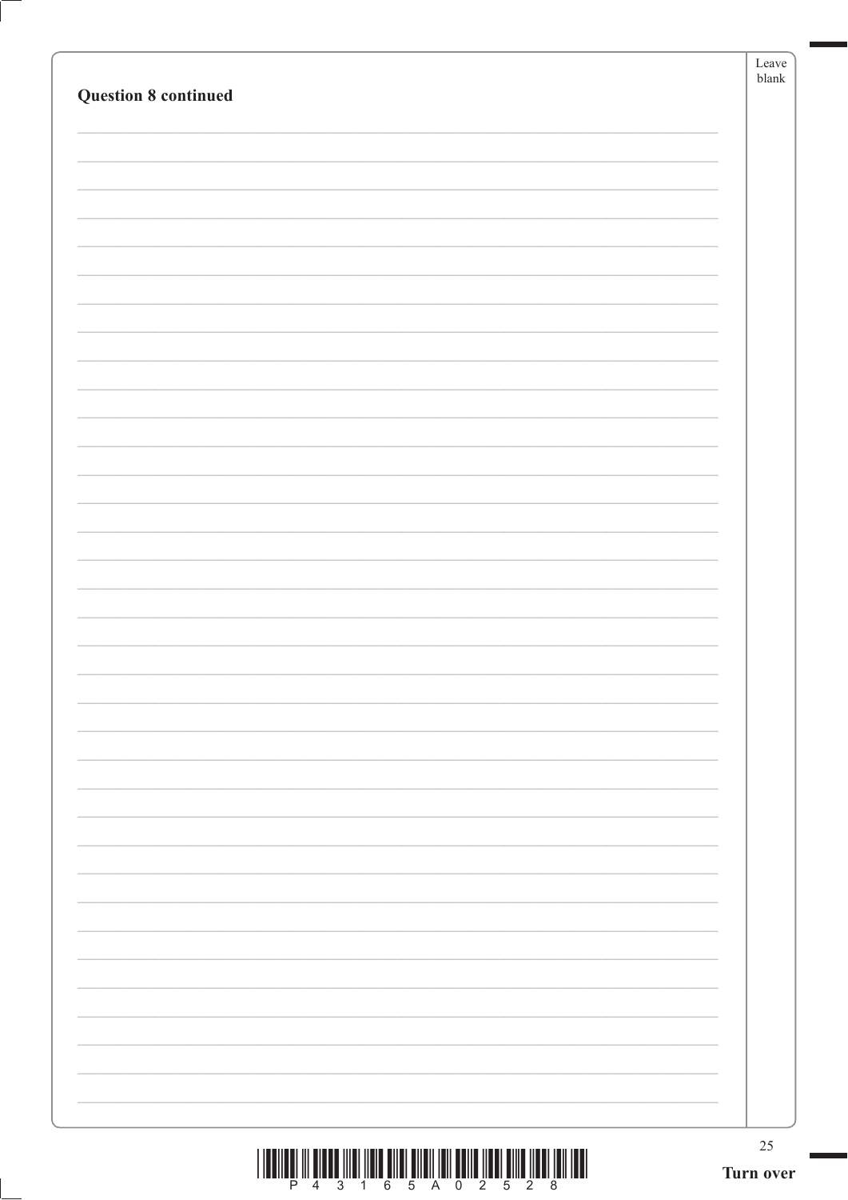**Question 8 continued**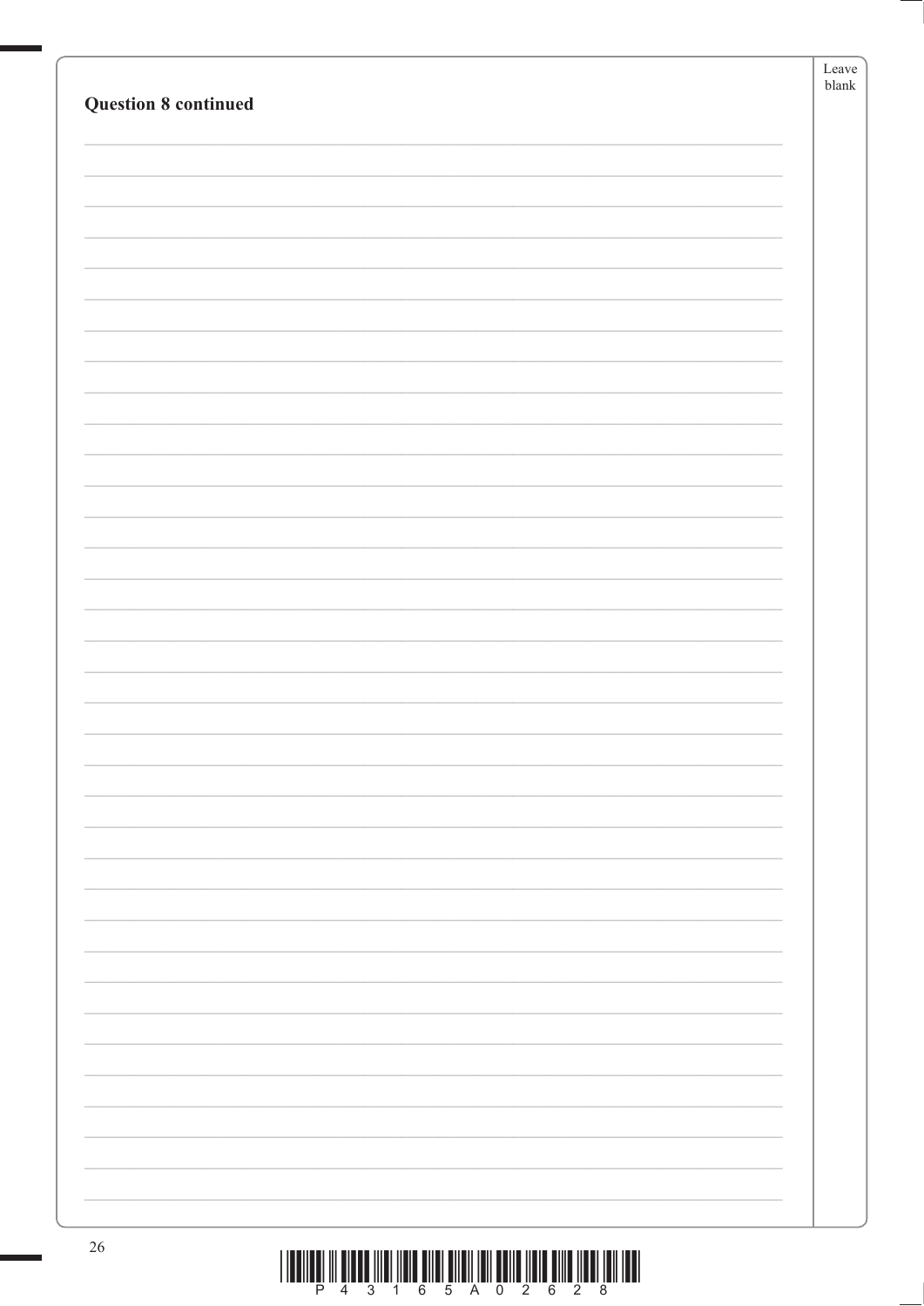**Question 8 continued**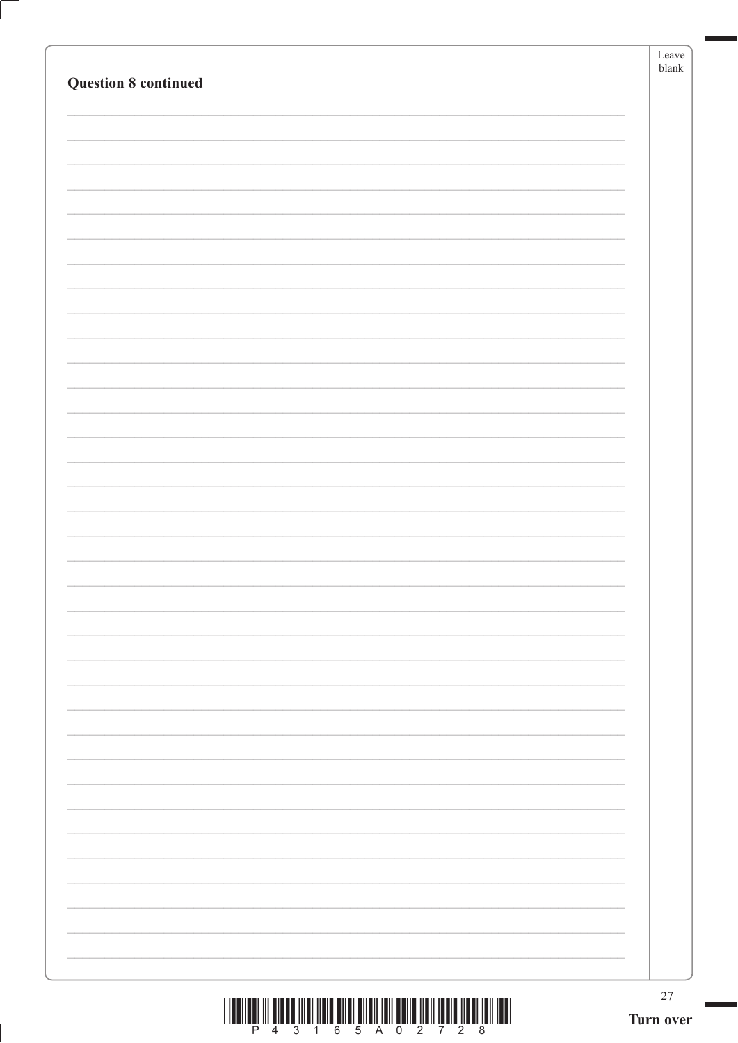**Question 8 continued**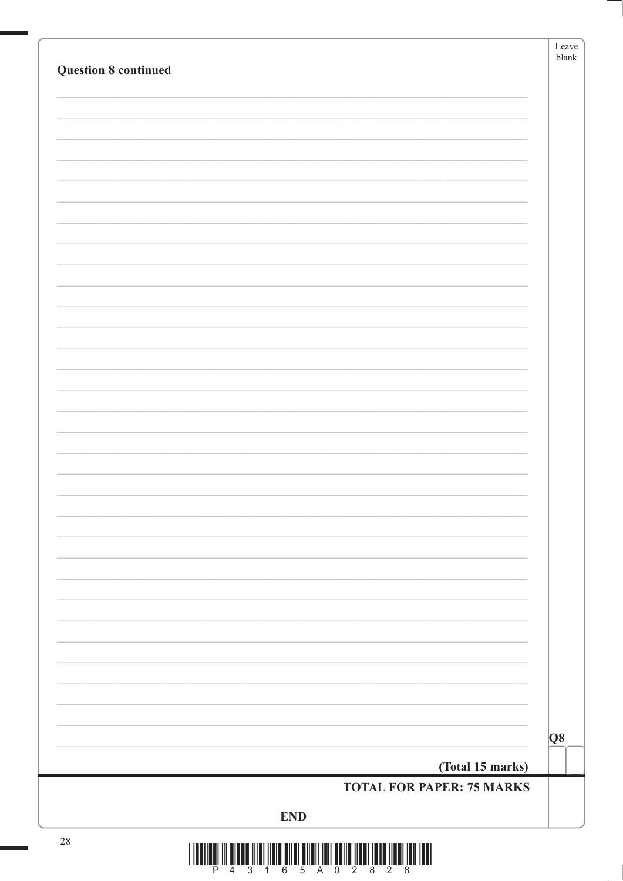**Question 8 continued**

Q8

**(Total 15 marks)**

**TOTAL FOR PAPER: 75 MARKS**

**END**